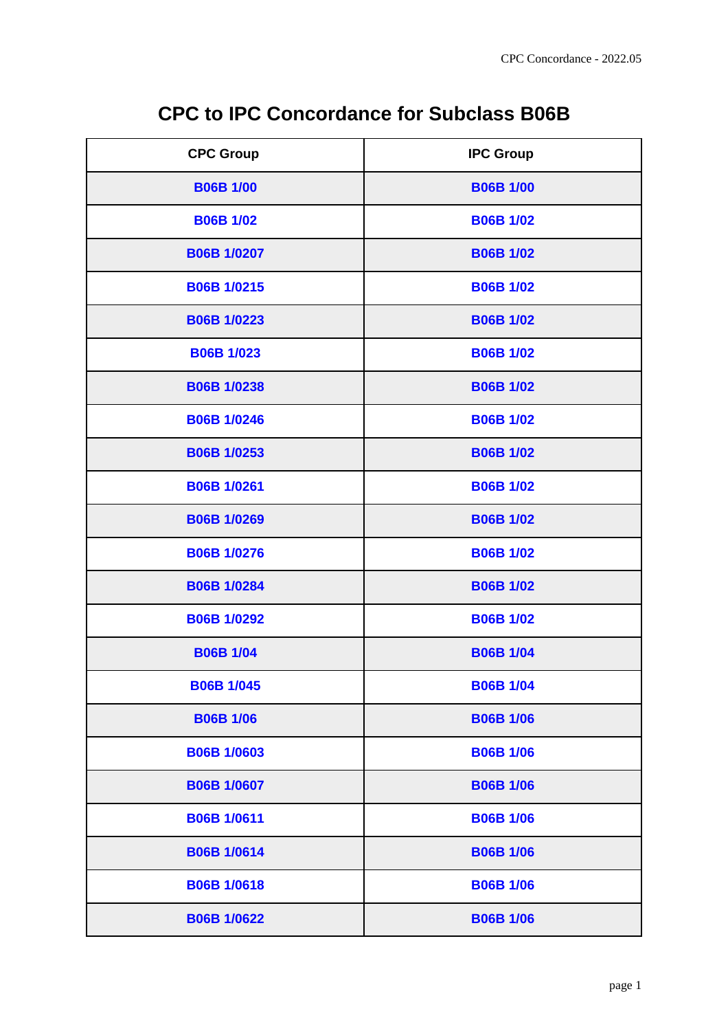# CPC to IPC Concordance for Subclass B06B

| CPC Group | IPC Group |
|---|---|
| B06B 1/00 | B06B 1/00 |
| B06B 1/02 | B06B 1/02 |
| B06B 1/0207 | B06B 1/02 |
| B06B 1/0215 | B06B 1/02 |
| B06B 1/0223 | B06B 1/02 |
| B06B 1/023 | B06B 1/02 |
| B06B 1/0238 | B06B 1/02 |
| B06B 1/0246 | B06B 1/02 |
| B06B 1/0253 | B06B 1/02 |
| B06B 1/0261 | B06B 1/02 |
| B06B 1/0269 | B06B 1/02 |
| B06B 1/0276 | B06B 1/02 |
| B06B 1/0284 | B06B 1/02 |
| B06B 1/0292 | B06B 1/02 |
| B06B 1/04 | B06B 1/04 |
| B06B 1/045 | B06B 1/04 |
| B06B 1/06 | B06B 1/06 |
| B06B 1/0603 | B06B 1/06 |
| B06B 1/0607 | B06B 1/06 |
| B06B 1/0611 | B06B 1/06 |
| B06B 1/0614 | B06B 1/06 |
| B06B 1/0618 | B06B 1/06 |
| B06B 1/0622 | B06B 1/06 |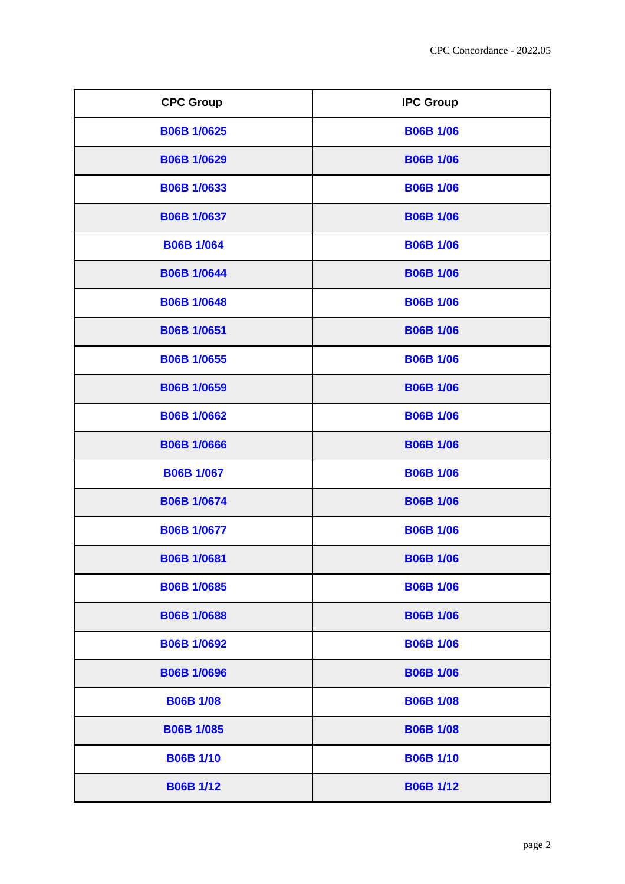| CPC Group | IPC Group |
|---|---|
| B06B 1/0625 | B06B 1/06 |
| B06B 1/0629 | B06B 1/06 |
| B06B 1/0633 | B06B 1/06 |
| B06B 1/0637 | B06B 1/06 |
| B06B 1/064 | B06B 1/06 |
| B06B 1/0644 | B06B 1/06 |
| B06B 1/0648 | B06B 1/06 |
| B06B 1/0651 | B06B 1/06 |
| B06B 1/0655 | B06B 1/06 |
| B06B 1/0659 | B06B 1/06 |
| B06B 1/0662 | B06B 1/06 |
| B06B 1/0666 | B06B 1/06 |
| B06B 1/067 | B06B 1/06 |
| B06B 1/0674 | B06B 1/06 |
| B06B 1/0677 | B06B 1/06 |
| B06B 1/0681 | B06B 1/06 |
| B06B 1/0685 | B06B 1/06 |
| B06B 1/0688 | B06B 1/06 |
| B06B 1/0692 | B06B 1/06 |
| B06B 1/0696 | B06B 1/06 |
| B06B 1/08 | B06B 1/08 |
| B06B 1/085 | B06B 1/08 |
| B06B 1/10 | B06B 1/10 |
| B06B 1/12 | B06B 1/12 |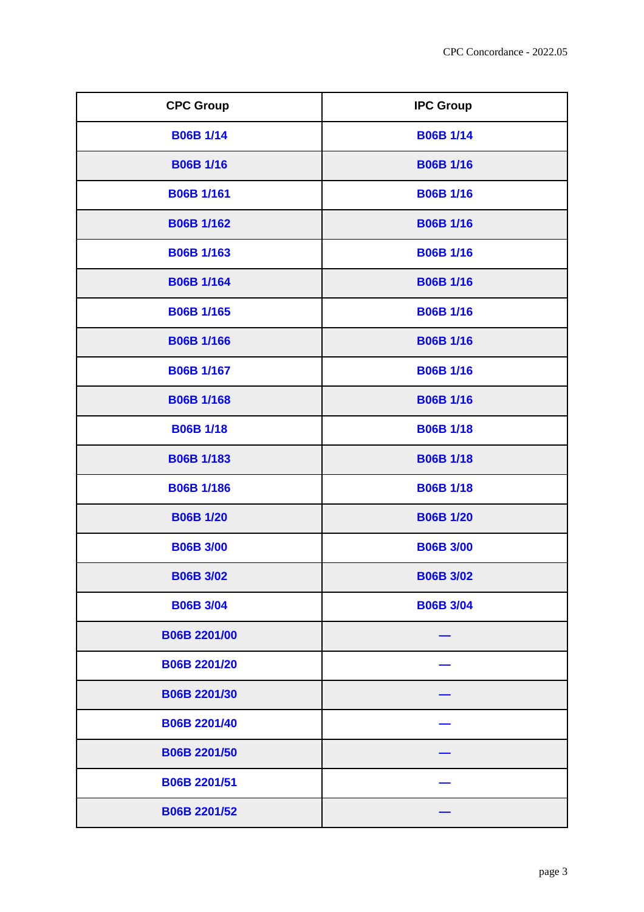| CPC Group | IPC Group |
| --- | --- |
| B06B 1/14 | B06B 1/14 |
| B06B 1/16 | B06B 1/16 |
| B06B 1/161 | B06B 1/16 |
| B06B 1/162 | B06B 1/16 |
| B06B 1/163 | B06B 1/16 |
| B06B 1/164 | B06B 1/16 |
| B06B 1/165 | B06B 1/16 |
| B06B 1/166 | B06B 1/16 |
| B06B 1/167 | B06B 1/16 |
| B06B 1/168 | B06B 1/16 |
| B06B 1/18 | B06B 1/18 |
| B06B 1/183 | B06B 1/18 |
| B06B 1/186 | B06B 1/18 |
| B06B 1/20 | B06B 1/20 |
| B06B 3/00 | B06B 3/00 |
| B06B 3/02 | B06B 3/02 |
| B06B 3/04 | B06B 3/04 |
| B06B 2201/00 | — |
| B06B 2201/20 | — |
| B06B 2201/30 | — |
| B06B 2201/40 | — |
| B06B 2201/50 | — |
| B06B 2201/51 | — |
| B06B 2201/52 | — |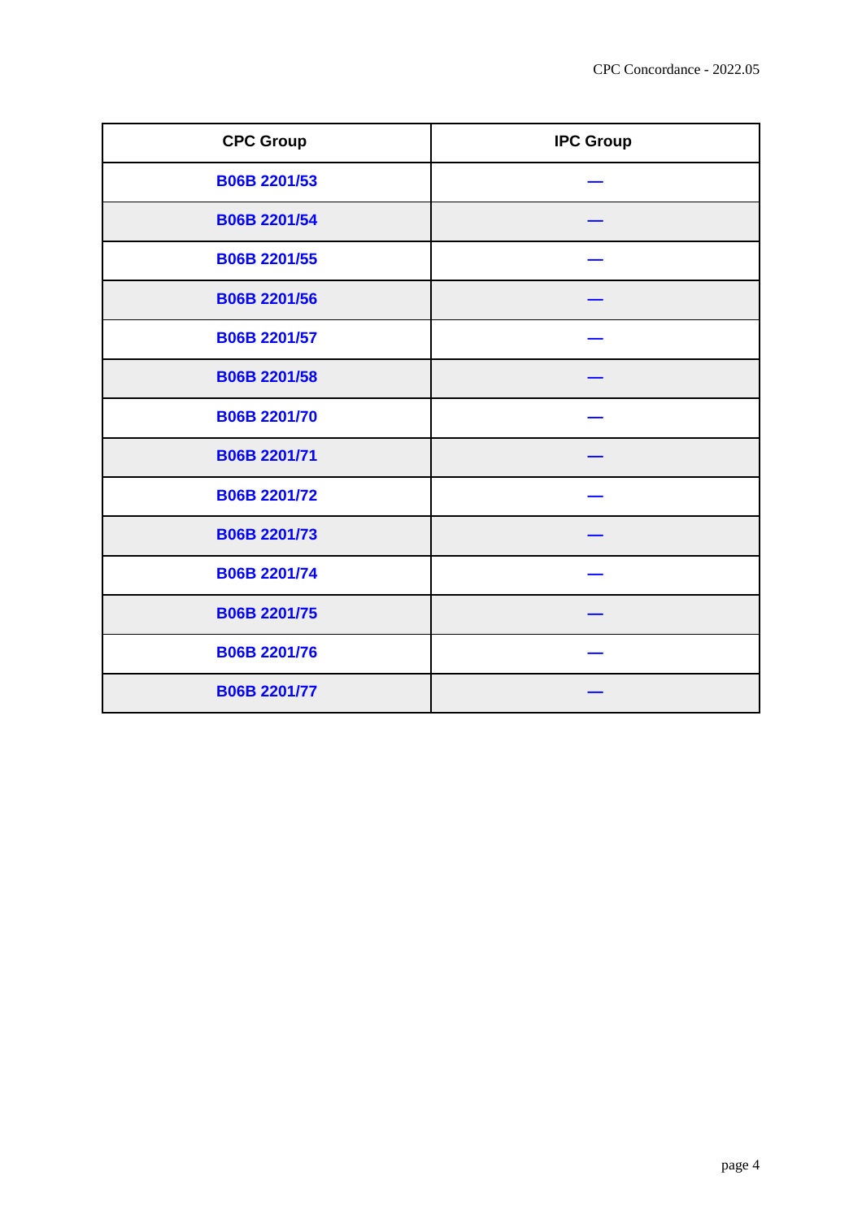| CPC Group | IPC Group |
| --- | --- |
| B06B 2201/53 | — |
| B06B 2201/54 | — |
| B06B 2201/55 | — |
| B06B 2201/56 | — |
| B06B 2201/57 | — |
| B06B 2201/58 | — |
| B06B 2201/70 | — |
| B06B 2201/71 | — |
| B06B 2201/72 | — |
| B06B 2201/73 | — |
| B06B 2201/74 | — |
| B06B 2201/75 | — |
| B06B 2201/76 | — |
| B06B 2201/77 | — |